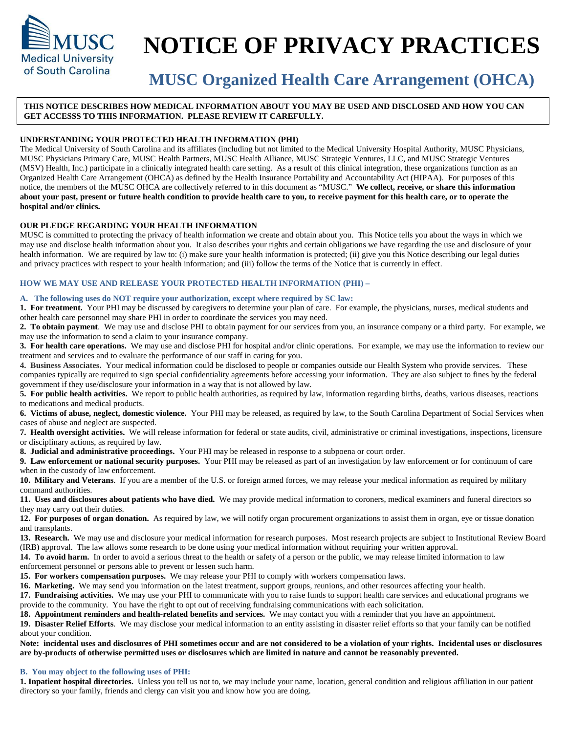# NOTICE OF PRIVACY PRACTICES

## MUSC Organized Health Care Arrangement (OHCA)

**THIS NOTICE DESCRIBES HOW MEDICAL INFORMATION ABOUT YOU MAY BE USED AND DISCLOSED AND HOW YOU CAN GET ACCESSS TO THIS INFORMATION. PLEASE REVIEW IT CAREFULLY.**

**UNDERSTANDING YOUR PROTECTED HEALTH INFORMATION (PHI)**

The Medical University of South Carolina and its affiliates (including but not limited to the Medical University Hospital Authority, MUSC Physicians, MUSC Physicians Primary Care, MUSC Health Partners, MUSC Health Alliance, MUSC Strategic Ventures, LLC, and MUSC Strategic Ventures (MSV) Health, Inc.) participate in a clinically integrated health care setting. As a result of this clinical integration, these organizations function as an Organized Health Care Arrangement (OHCA) as defined by the Health Insurance Portability and Accountability Act (HIPAA). For purposes of this notice, the members of the MUSC OHCA are collectively referred to in this document as "MUSC." **We collect, receive, or share this information about your past, present or future health condition to provide health care to you, to receive payment for this health care, or to operate the hospital and/or clinics.**

**OUR PLEDGE REGARDING YOUR HEALTH INFORMATION**

MUSC is committed to protecting the privacy of health information we create and obtain about you. This Notice tells you about the ways in which we may use and disclose health information about you. It also describes your rights and certain obligations we have regarding the use and disclosure of your health information. We are required by law to: (i) make sure your health information is protected; (ii) give you this Notice describing our legal duties and privacy practices with respect to your health information; and (iii) follow the terms of the Notice that is currently in effect.

### HOW WE MAY USE AND RELEASE YOUR PROTECTED HEALTH INFORMATION (PHI) –

**A. The following uses do NOT require your authorization, except where required by SC law:**

**1. For treatment.** Your PHI may be discussed by caregivers to determine your plan of care. For example, the physicians, nurses, medical students and other health care personnel may share PHI in order to coordinate the services you may need.

**2. To obtain payment**. We may use and disclose PHI to obtain payment for our services from you, an insurance company or a third party. For example, we may use the information to send a claim to your insurance company.

**3. For health care operations.** We may use and disclose PHI for hospital and/or clinic operations. For example, we may use the information to review our treatment and services and to evaluate the performance of our staff in caring for you.

**4. Business Associates.** Your medical information could be disclosed to people or companies outside our Health System who provide services. These companies typically are required to sign special confidentiality agreements before accessing your information. They are also subject to fines by the federal government if they use/disclosure your information in a way that is not allowed by law.

**5. For public health activities.** We report to public health authorities, as required by law, information regarding births, deaths, various diseases, reactions to medications and medical products.

**6. Victims of abuse, neglect, domestic violence.** Your PHI may be released, as required by law, to the South Carolina Department of Social Services when cases of abuse and neglect are suspected.

**7. Health oversight activities.** We will release information for federal or state audits, civil, administrative or criminal investigations, inspections, licensure or disciplinary actions, as required by law.

**8. Judicial and administrative proceedings.** Your PHI may be released in response to a subpoena or court order.

**9. Law enforcement or national security purposes.** Your PHI may be released as part of an investigation by law enforcement or for continuum of care when in the custody of law enforcement.

**10. Military and Veterans**. If you are a member of the U.S. or foreign armed forces, we may release your medical information as required by military command authorities.

**11. Uses and disclosures about patients who have died.** We may provide medical information to coroners, medical examiners and funeral directors so they may carry out their duties.

**12. For purposes of organ donation.** As required by law, we will notify organ procurement organizations to assist them in organ, eye or tissue donation and transplants.

**13. Research.** We may use and disclosure your medical information for research purposes. Most research projects are subject to Institutional Review Board (IRB) approval. The law allows some research to be done using your medical information without requiring your written approval.

**14. To avoid harm.** In order to avoid a serious threat to the health or safety of a person or the public, we may release limited information to law enforcement personnel or persons able to prevent or lessen such harm.

**15. For workers compensation purposes.** We may release your PHI to comply with workers compensation laws.

**16. Marketing.** We may send you information on the latest treatment, support groups, reunions, and other resources affecting your health.

**17. Fundraising activities.** We may use your PHI to communicate with you to raise funds to support health care services and educational programs we provide to the community. You have the right to opt out of receiving fundraising communications with each solicitation.

**18. Appointment reminders and health-related benefits and services.** We may contact you with a reminder that you have an appointment.

**19. Disaster Relief Efforts**. We may disclose your medical information to an entity assisting in disaster relief efforts so that your family can be notified about your condition.

**Note: incidental uses and disclosures of PHI sometimes occur and are not considered to be a violation of your rights. Incidental uses or disclosures are by-products of otherwise permitted uses or disclosures which are limited in nature and cannot be reasonably prevented.**

**B. You may object to the following uses of PHI:**

**1. Inpatient hospital directories.** Unless you tell us not to, we may include your name, location, general condition and religious affiliation in our patient directory so your family, friends and clergy can visit you and know how you are doing.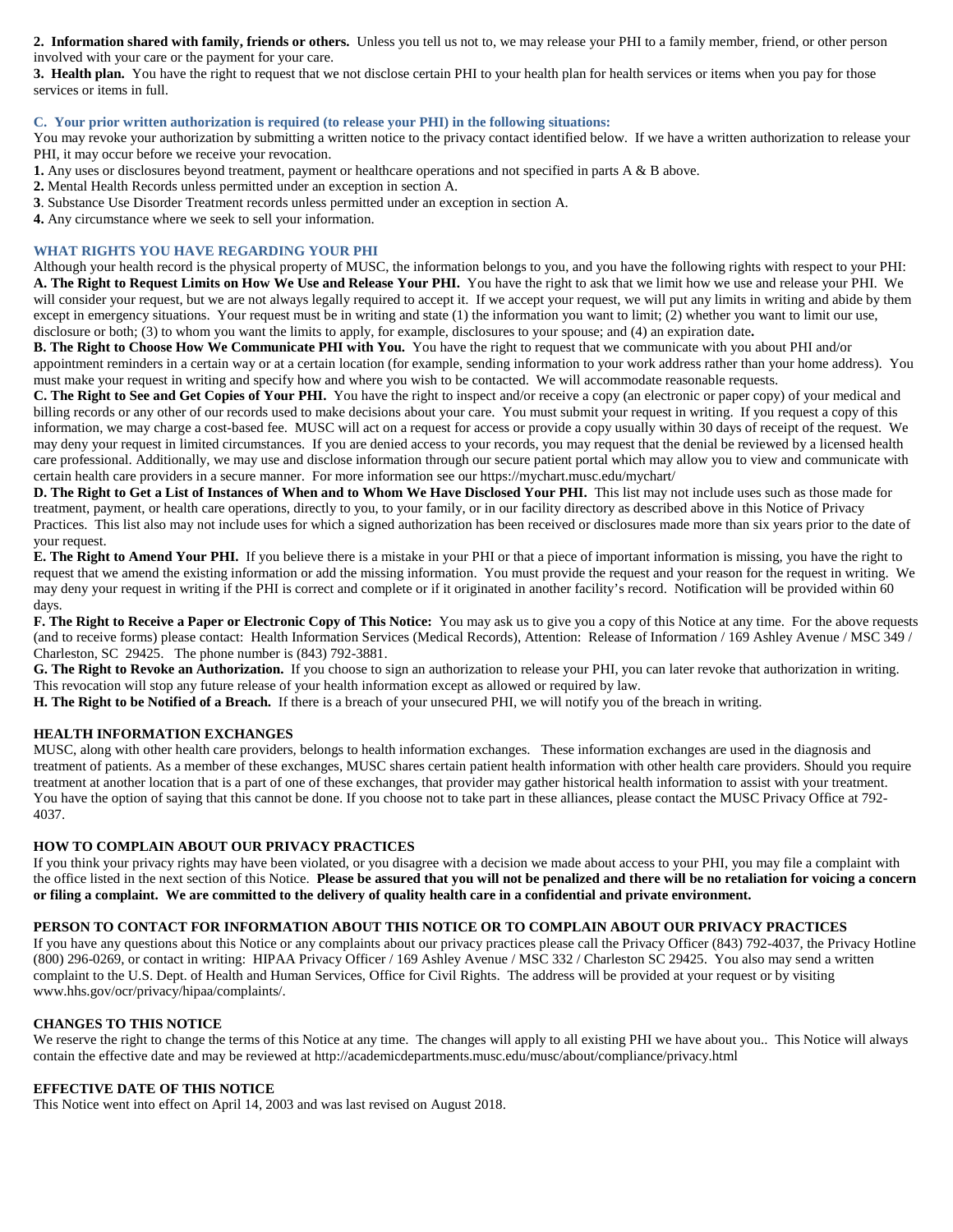**2. Information shared with family, friends or others.** Unless you tell us not to, we may release your PHI to a family member, friend, or other person involved with your care or the payment for your care.

**3. Health plan.** You have the right to request that we not disclose certain PHI to your health plan for health services or items when you pay for those services or items in full.

### C. Your prior written authorization is required (to release your PHI) in the following situations:

You may revoke your authorization by submitting a written notice to the privacy contact identified below. If we have a written authorization to release your PHI, it may occur before we receive your revocation.

**1.** Any uses or disclosures beyond treatment, payment or healthcare operations and not specified in parts A & B above.
**2.** Mental Health Records unless permitted under an exception in section A.
**3**. Substance Use Disorder Treatment records unless permitted under an exception in section A.
**4.** Any circumstance where we seek to sell your information.

## WHAT RIGHTS YOU HAVE REGARDING YOUR PHI

Although your health record is the physical property of MUSC, the information belongs to you, and you have the following rights with respect to your PHI:

**A. The Right to Request Limits on How We Use and Release Your PHI.** You have the right to ask that we limit how we use and release your PHI. We will consider your request, but we are not always legally required to accept it. If we accept your request, we will put any limits in writing and abide by them except in emergency situations. Your request must be in writing and state (1) the information you want to limit; (2) whether you want to limit our use, disclosure or both; (3) to whom you want the limits to apply, for example, disclosures to your spouse; and (4) an expiration date**.**

**B. The Right to Choose How We Communicate PHI with You.** You have the right to request that we communicate with you about PHI and/or appointment reminders in a certain way or at a certain location (for example, sending information to your work address rather than your home address). You must make your request in writing and specify how and where you wish to be contacted. We will accommodate reasonable requests.

**C. The Right to See and Get Copies of Your PHI.** You have the right to inspect and/or receive a copy (an electronic or paper copy) of your medical and billing records or any other of our records used to make decisions about your care. You must submit your request in writing. If you request a copy of this information, we may charge a cost-based fee. MUSC will act on a request for access or provide a copy usually within 30 days of receipt of the request. We may deny your request in limited circumstances. If you are denied access to your records, you may request that the denial be reviewed by a licensed health care professional. Additionally, we may use and disclose information through our secure patient portal which may allow you to view and communicate with certain health care providers in a secure manner. For more information see our https://mychart.musc.edu/mychart/

**D. The Right to Get a List of Instances of When and to Whom We Have Disclosed Your PHI.** This list may not include uses such as those made for treatment, payment, or health care operations, directly to you, to your family, or in our facility directory as described above in this Notice of Privacy Practices. This list also may not include uses for which a signed authorization has been received or disclosures made more than six years prior to the date of your request.

**E. The Right to Amend Your PHI.** If you believe there is a mistake in your PHI or that a piece of important information is missing, you have the right to request that we amend the existing information or add the missing information. You must provide the request and your reason for the request in writing. We may deny your request in writing if the PHI is correct and complete or if it originated in another facility's record. Notification will be provided within 60 days.

**F. The Right to Receive a Paper or Electronic Copy of This Notice:** You may ask us to give you a copy of this Notice at any time. For the above requests (and to receive forms) please contact: Health Information Services (Medical Records), Attention: Release of Information / 169 Ashley Avenue / MSC 349 / Charleston, SC 29425. The phone number is (843) 792-3881.

**G. The Right to Revoke an Authorization.** If you choose to sign an authorization to release your PHI, you can later revoke that authorization in writing. This revocation will stop any future release of your health information except as allowed or required by law.

**H. The Right to be Notified of a Breach.** If there is a breach of your unsecured PHI, we will notify you of the breach in writing.

## HEALTH INFORMATION EXCHANGES

MUSC, along with other health care providers, belongs to health information exchanges. These information exchanges are used in the diagnosis and treatment of patients. As a member of these exchanges, MUSC shares certain patient health information with other health care providers. Should you require treatment at another location that is a part of one of these exchanges, that provider may gather historical health information to assist with your treatment. You have the option of saying that this cannot be done. If you choose not to take part in these alliances, please contact the MUSC Privacy Office at 792-4037.

## HOW TO COMPLAIN ABOUT OUR PRIVACY PRACTICES

If you think your privacy rights may have been violated, or you disagree with a decision we made about access to your PHI, you may file a complaint with the office listed in the next section of this Notice. **Please be assured that you will not be penalized and there will be no retaliation for voicing a concern or filing a complaint. We are committed to the delivery of quality health care in a confidential and private environment.**

## PERSON TO CONTACT FOR INFORMATION ABOUT THIS NOTICE OR TO COMPLAIN ABOUT OUR PRIVACY PRACTICES

If you have any questions about this Notice or any complaints about our privacy practices please call the Privacy Officer (843) 792-4037, the Privacy Hotline (800) 296-0269, or contact in writing: HIPAA Privacy Officer / 169 Ashley Avenue / MSC 332 / Charleston SC 29425. You also may send a written complaint to the U.S. Dept. of Health and Human Services, Office for Civil Rights. The address will be provided at your request or by visiting www.hhs.gov/ocr/privacy/hipaa/complaints/.

## CHANGES TO THIS NOTICE

We reserve the right to change the terms of this Notice at any time. The changes will apply to all existing PHI we have about you.. This Notice will always contain the effective date and may be reviewed at http://academicdepartments.musc.edu/musc/about/compliance/privacy.html

## EFFECTIVE DATE OF THIS NOTICE

This Notice went into effect on April 14, 2003 and was last revised on August 2018.